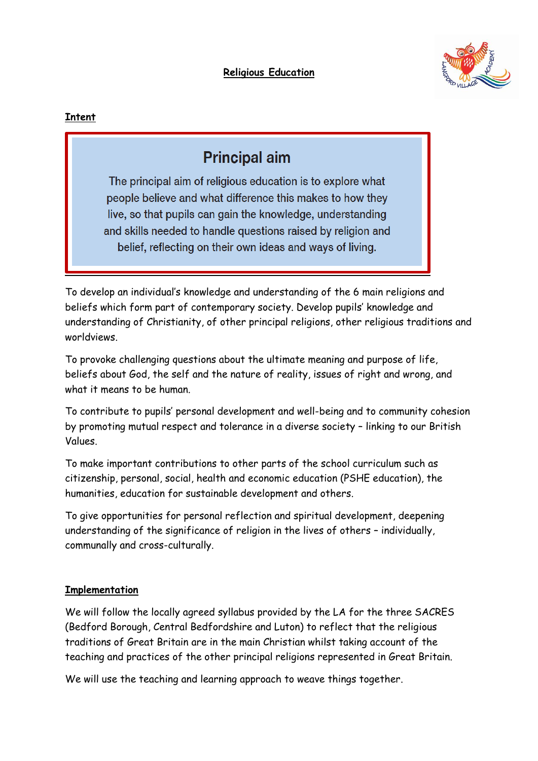# Religious Education

## Intent

> ### Principal aim
>
> The principal aim of religious education is to explore what people believe and what difference this makes to how they live, so that pupils can gain the knowledge, understanding and skills needed to handle questions raised by religion and belief, reflecting on their own ideas and ways of living.

To develop an individual's knowledge and understanding of the 6 main religions and beliefs which form part of contemporary society. Develop pupils' knowledge and understanding of Christianity, of other principal religions, other religious traditions and worldviews.

To provoke challenging questions about the ultimate meaning and purpose of life, beliefs about God, the self and the nature of reality, issues of right and wrong, and what it means to be human.

To contribute to pupils' personal development and well-being and to community cohesion by promoting mutual respect and tolerance in a diverse society – linking to our British Values.

To make important contributions to other parts of the school curriculum such as citizenship, personal, social, health and economic education (PSHE education), the humanities, education for sustainable development and others.

To give opportunities for personal reflection and spiritual development, deepening understanding of the significance of religion in the lives of others – individually, communally and cross-culturally.

## Implementation

We will follow the locally agreed syllabus provided by the LA for the three SACRES (Bedford Borough, Central Bedfordshire and Luton) to reflect that the religious traditions of Great Britain are in the main Christian whilst taking account of the teaching and practices of the other principal religions represented in Great Britain.

We will use the teaching and learning approach to weave things together.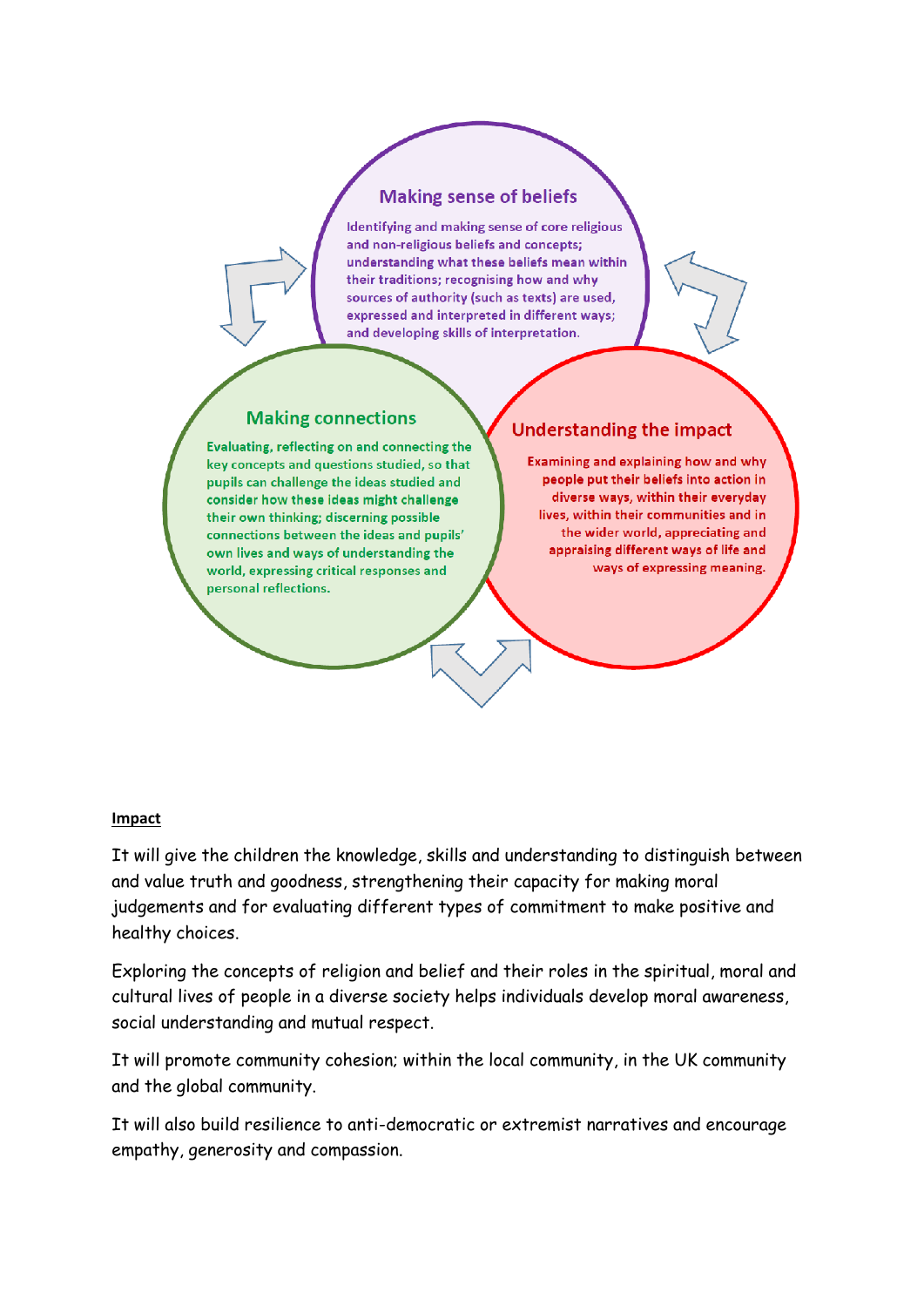### Making sense of beliefs

Identifying and making sense of core religious and non-religious beliefs and concepts; understanding what these beliefs mean within their traditions; recognising how and why sources of authority (such as texts) are used, expressed and interpreted in different ways; and developing skills of interpretation.

### Making connections

Evaluating, reflecting on and connecting the key concepts and questions studied, so that pupils can challenge the ideas studied and consider how these ideas might challenge their own thinking; discerning possible connections between the ideas and pupils' own lives and ways of understanding the world, expressing critical responses and personal reflections.

### Understanding the impact

Examining and explaining how and why people put their beliefs into action in diverse ways, within their everyday lives, within their communities and in the wider world, appreciating and appraising different ways of life and ways of expressing meaning.

**Impact**

It will give the children the knowledge, skills and understanding to distinguish between and value truth and goodness, strengthening their capacity for making moral judgements and for evaluating different types of commitment to make positive and healthy choices.

Exploring the concepts of religion and belief and their roles in the spiritual, moral and cultural lives of people in a diverse society helps individuals develop moral awareness, social understanding and mutual respect.

It will promote community cohesion; within the local community, in the UK community and the global community.

It will also build resilience to anti-democratic or extremist narratives and encourage empathy, generosity and compassion.